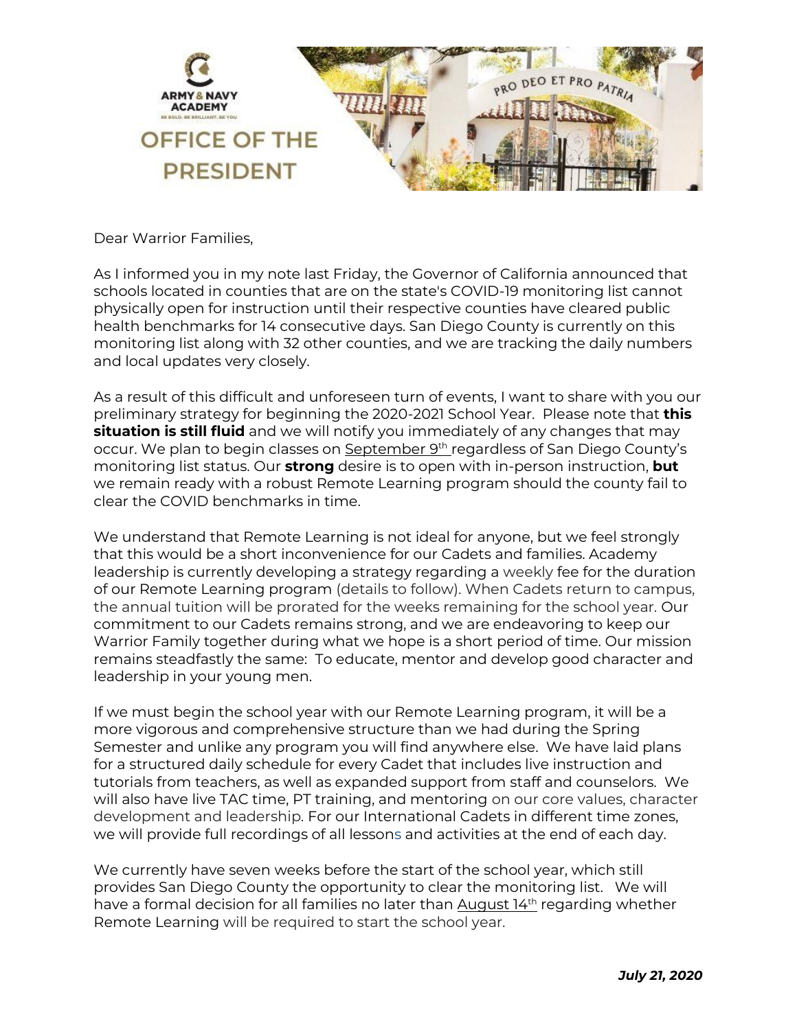ARMY & NAVY ACADEMY

BE BOLD. BE BRILLIANT. BE YOU

# OFFICE OF THE PRESIDENT

PRO DEO ET PRO PATRIA

Dear Warrior Families,

As I informed you in my note last Friday, the Governor of California announced that schools located in counties that are on the state's COVID-19 monitoring list cannot physically open for instruction until their respective counties have cleared public health benchmarks for 14 consecutive days. San Diego County is currently on this monitoring list along with 32 other counties, and we are tracking the daily numbers and local updates very closely.

As a result of this difficult and unforeseen turn of events, I want to share with you our preliminary strategy for beginning the 2020-2021 School Year. Please note that **this situation is still fluid** and we will notify you immediately of any changes that may occur. We plan to begin classes on September 9th regardless of San Diego County's monitoring list status. Our **strong** desire is to open with in-person instruction, **but** we remain ready with a robust Remote Learning program should the county fail to clear the COVID benchmarks in time.

We understand that Remote Learning is not ideal for anyone, but we feel strongly that this would be a short inconvenience for our Cadets and families. Academy leadership is currently developing a strategy regarding a weekly fee for the duration of our Remote Learning program (details to follow). When Cadets return to campus, the annual tuition will be prorated for the weeks remaining for the school year. Our commitment to our Cadets remains strong, and we are endeavoring to keep our Warrior Family together during what we hope is a short period of time. Our mission remains steadfastly the same: To educate, mentor and develop good character and leadership in your young men.

If we must begin the school year with our Remote Learning program, it will be a more vigorous and comprehensive structure than we had during the Spring Semester and unlike any program you will find anywhere else. We have laid plans for a structured daily schedule for every Cadet that includes live instruction and tutorials from teachers, as well as expanded support from staff and counselors. We will also have live TAC time, PT training, and mentoring on our core values, character development and leadership. For our International Cadets in different time zones, we will provide full recordings of all lessons and activities at the end of each day.

We currently have seven weeks before the start of the school year, which still provides San Diego County the opportunity to clear the monitoring list. We will have a formal decision for all families no later than August 14th regarding whether Remote Learning will be required to start the school year.

***July 21, 2020***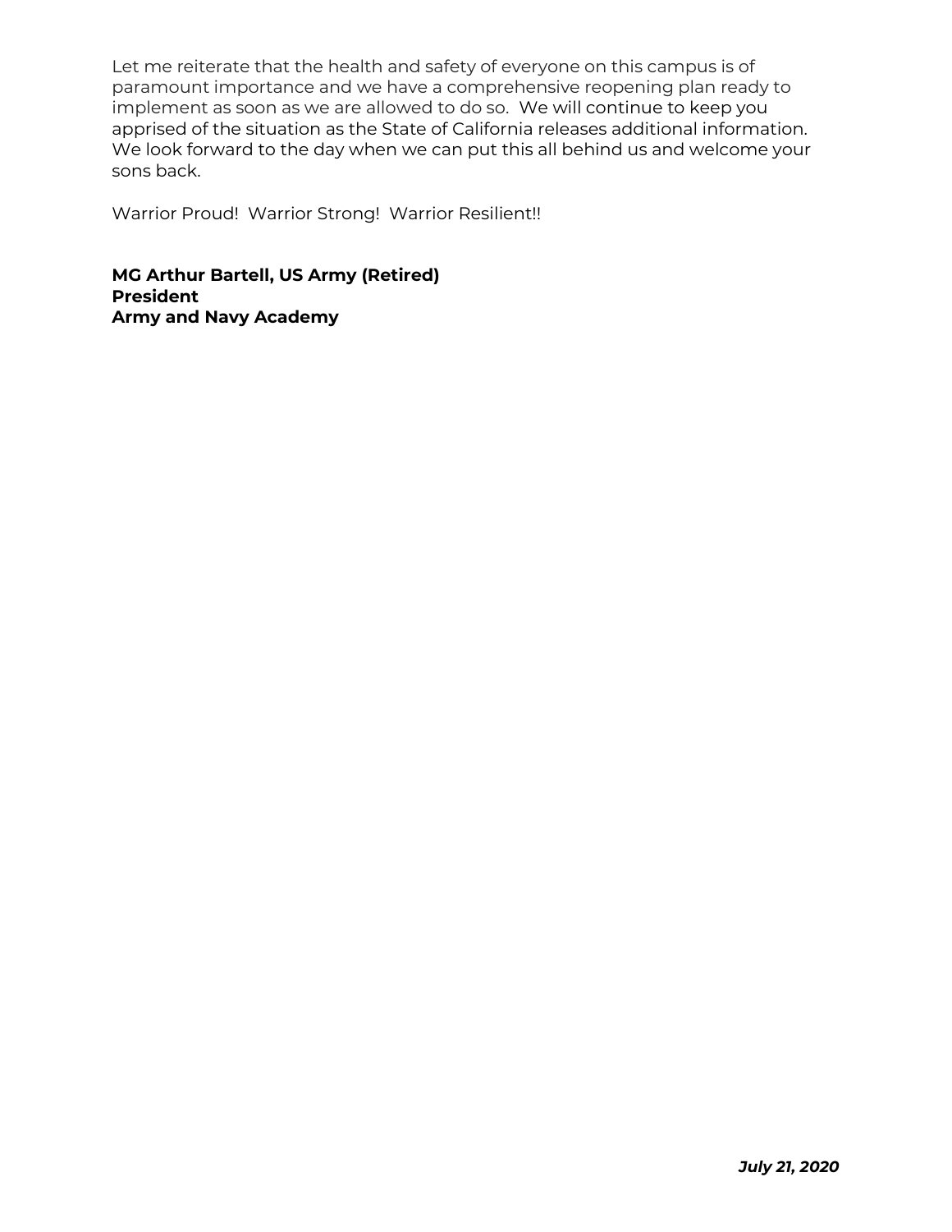Let me reiterate that the health and safety of everyone on this campus is of paramount importance and we have a comprehensive reopening plan ready to implement as soon as we are allowed to do so. We will continue to keep you apprised of the situation as the State of California releases additional information. We look forward to the day when we can put this all behind us and welcome your sons back.

Warrior Proud! Warrior Strong! Warrior Resilient!!

**MG Arthur Bartell, US Army (Retired)**
**President**
**Army and Navy Academy**

***July 21, 2020***